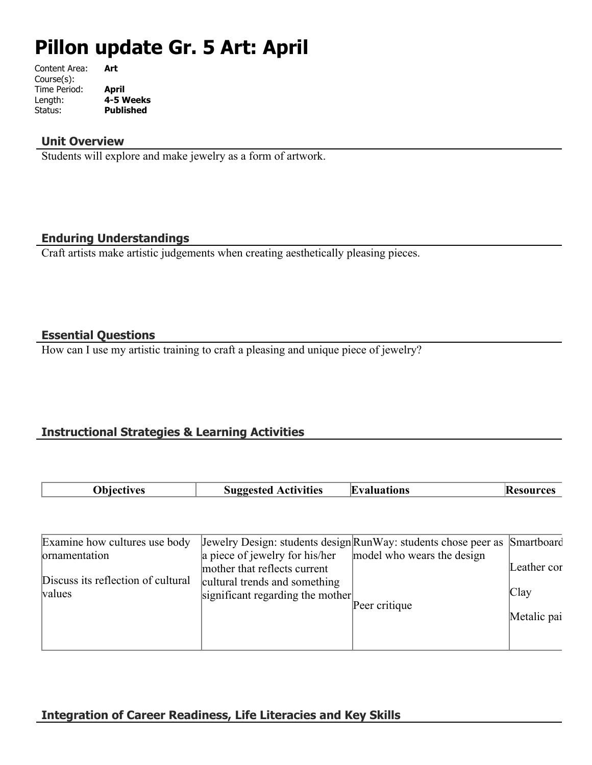# Pillon update Gr. 5 Art: April

Content Area: **Art**
Course(s):
Time Period: **April**
Length: **4-5 Weeks**
Status: **Published**

## Unit Overview

Students will explore and make jewelry as a form of artwork.

## Enduring Understandings

Craft artists make artistic judgements when creating aesthetically pleasing pieces.

## Essential Questions

How can I use my artistic training to craft a pleasing and unique piece of jewelry?

## Instructional Strategies & Learning Activities

| Objectives | Suggested Activities | Evaluations | Resources |
|---|---|---|---|
| Examine how cultures use body ornamentation<br><br>Discuss its reflection of cultural values | Jewelry Design: students design a piece of jewelry for his/her mother that reflects current cultural trends and something significant regarding the mother | RunWay: students chose peer as model who wears the design<br><br>Peer critique | Smartboard<br><br>Leather cor<br><br>Clay<br><br>Metalic pai |

## Integration of Career Readiness, Life Literacies and Key Skills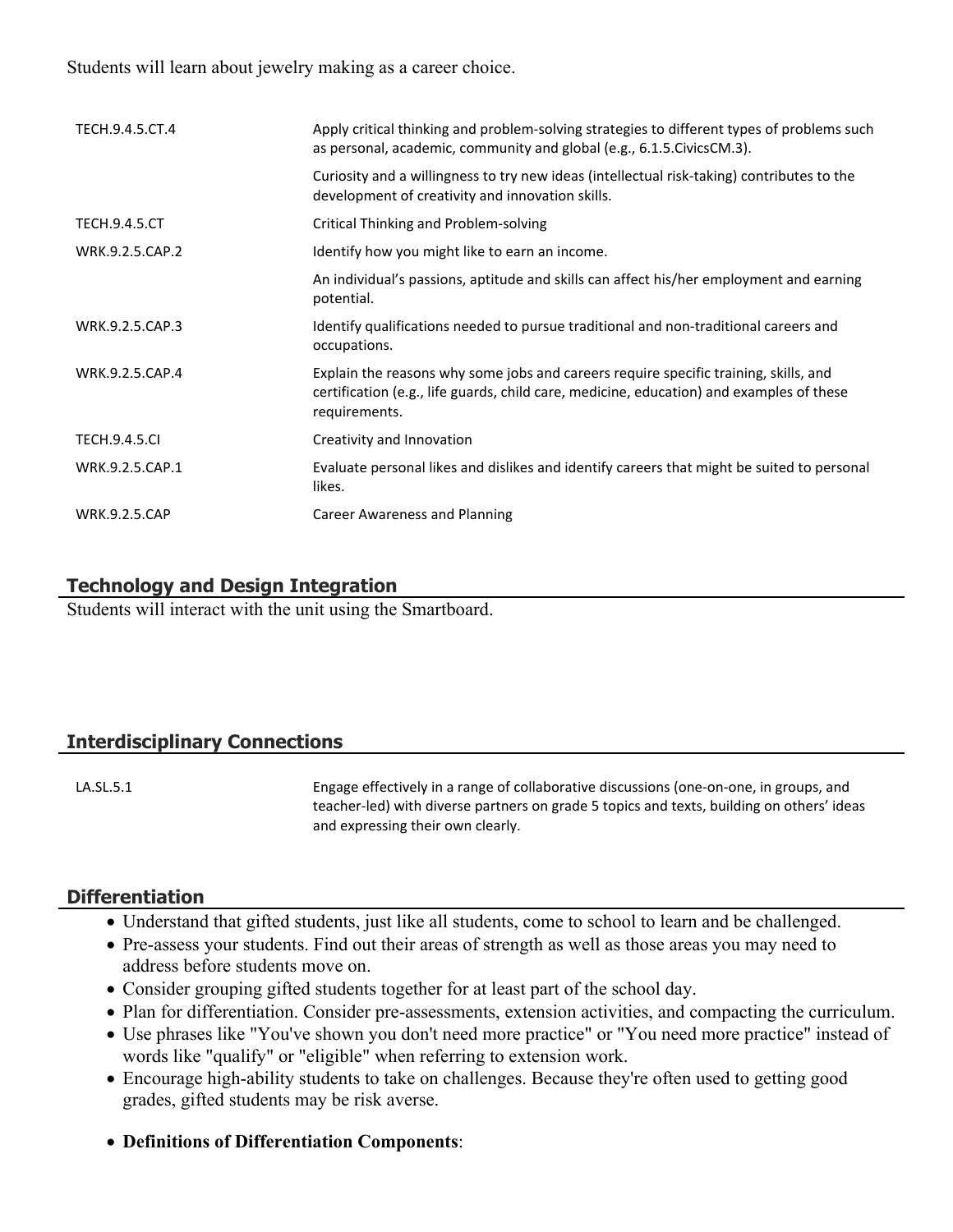Students will learn about jewelry making as a career choice.

| | |
|---|---|
| TECH.9.4.5.CT.4 | Apply critical thinking and problem-solving strategies to different types of problems such as personal, academic, community and global (e.g., 6.1.5.CivicsCM.3). |
| | Curiosity and a willingness to try new ideas (intellectual risk-taking) contributes to the development of creativity and innovation skills. |
| TECH.9.4.5.CT | Critical Thinking and Problem-solving |
| WRK.9.2.5.CAP.2 | Identify how you might like to earn an income. |
| | An individual's passions, aptitude and skills can affect his/her employment and earning potential. |
| WRK.9.2.5.CAP.3 | Identify qualifications needed to pursue traditional and non-traditional careers and occupations. |
| WRK.9.2.5.CAP.4 | Explain the reasons why some jobs and careers require specific training, skills, and certification (e.g., life guards, child care, medicine, education) and examples of these requirements. |
| TECH.9.4.5.CI | Creativity and Innovation |
| WRK.9.2.5.CAP.1 | Evaluate personal likes and dislikes and identify careers that might be suited to personal likes. |
| WRK.9.2.5.CAP | Career Awareness and Planning |

## Technology and Design Integration

Students will interact with the unit using the Smartboard.

## Interdisciplinary Connections

| | |
|---|---|
| LA.SL.5.1 | Engage effectively in a range of collaborative discussions (one-on-one, in groups, and teacher-led) with diverse partners on grade 5 topics and texts, building on others' ideas and expressing their own clearly. |

## Differentiation

- Understand that gifted students, just like all students, come to school to learn and be challenged.
- Pre-assess your students. Find out their areas of strength as well as those areas you may need to address before students move on.
- Consider grouping gifted students together for at least part of the school day.
- Plan for differentiation. Consider pre-assessments, extension activities, and compacting the curriculum.
- Use phrases like "You've shown you don't need more practice" or "You need more practice" instead of words like "qualify" or "eligible" when referring to extension work.
- Encourage high-ability students to take on challenges. Because they're often used to getting good grades, gifted students may be risk averse.
- **Definitions of Differentiation Components**: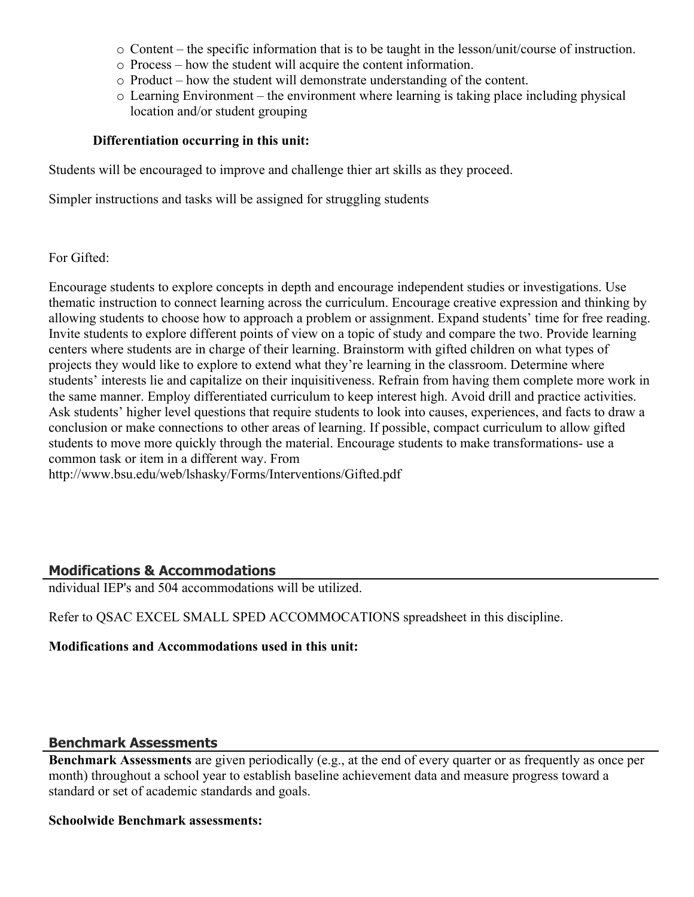- Content – the specific information that is to be taught in the lesson/unit/course of instruction.
- Process – how the student will acquire the content information.
- Product – how the student will demonstrate understanding of the content.
- Learning Environment – the environment where learning is taking place including physical location and/or student grouping

**Differentiation occurring in this unit:**

Students will be encouraged to improve and challenge thier art skills as they proceed.

Simpler instructions and tasks will be assigned for struggling students

For Gifted:

Encourage students to explore concepts in depth and encourage independent studies or investigations. Use thematic instruction to connect learning across the curriculum. Encourage creative expression and thinking by allowing students to choose how to approach a problem or assignment. Expand students' time for free reading. Invite students to explore different points of view on a topic of study and compare the two. Provide learning centers where students are in charge of their learning. Brainstorm with gifted children on what types of projects they would like to explore to extend what they're learning in the classroom. Determine where students' interests lie and capitalize on their inquisitiveness. Refrain from having them complete more work in the same manner. Employ differentiated curriculum to keep interest high. Avoid drill and practice activities. Ask students' higher level questions that require students to look into causes, experiences, and facts to draw a conclusion or make connections to other areas of learning. If possible, compact curriculum to allow gifted students to move more quickly through the material. Encourage students to make transformations- use a common task or item in a different way. From http://www.bsu.edu/web/lshasky/Forms/Interventions/Gifted.pdf

## Modifications & Accommodations

ndividual IEP's and 504 accommodations will be utilized.

Refer to QSAC EXCEL SMALL SPED ACCOMMOCATIONS spreadsheet in this discipline.

**Modifications and Accommodations used in this unit:**

## Benchmark Assessments

**Benchmark Assessments** are given periodically (e.g., at the end of every quarter or as frequently as once per month) throughout a school year to establish baseline achievement data and measure progress toward a standard or set of academic standards and goals.

**Schoolwide Benchmark assessments:**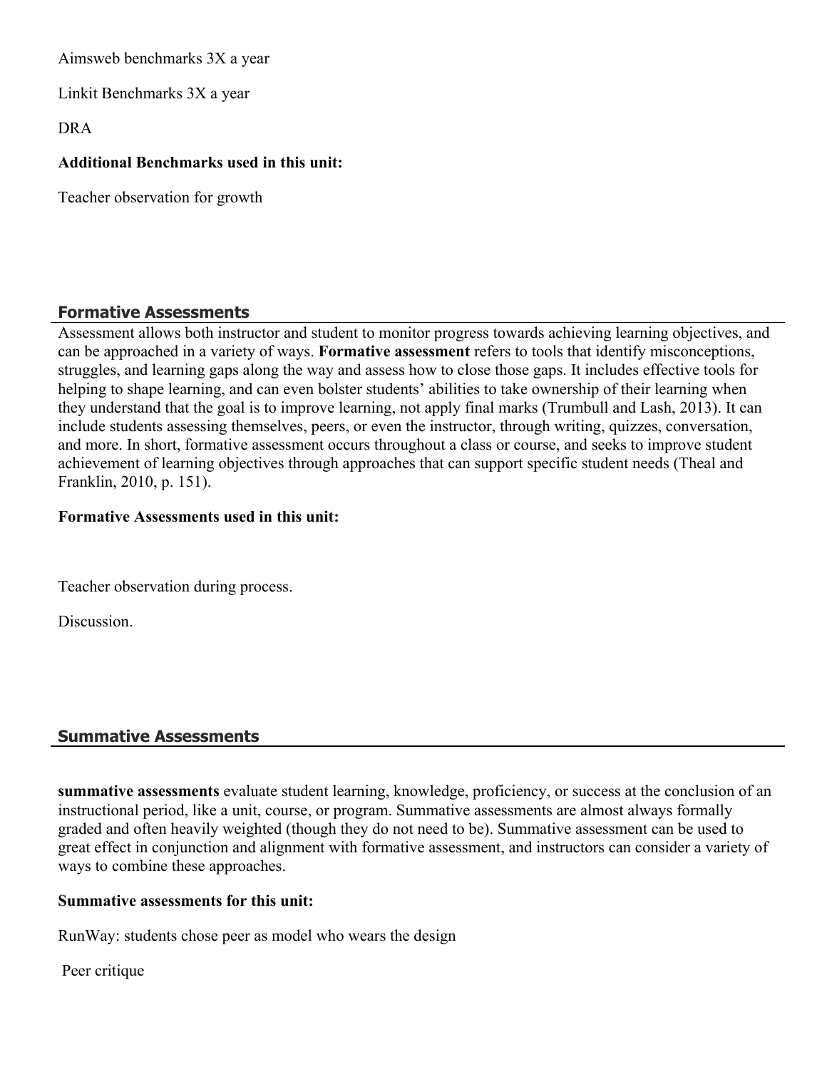Aimsweb benchmarks 3X a year

Linkit Benchmarks 3X a year

DRA

**Additional Benchmarks used in this unit:**

Teacher observation for growth

## Formative Assessments

Assessment allows both instructor and student to monitor progress towards achieving learning objectives, and can be approached in a variety of ways. **Formative assessment** refers to tools that identify misconceptions, struggles, and learning gaps along the way and assess how to close those gaps. It includes effective tools for helping to shape learning, and can even bolster students' abilities to take ownership of their learning when they understand that the goal is to improve learning, not apply final marks (Trumbull and Lash, 2013). It can include students assessing themselves, peers, or even the instructor, through writing, quizzes, conversation, and more. In short, formative assessment occurs throughout a class or course, and seeks to improve student achievement of learning objectives through approaches that can support specific student needs (Theal and Franklin, 2010, p. 151).

**Formative Assessments used in this unit:**

Teacher observation during process.

Discussion.

## Summative Assessments

**summative assessments** evaluate student learning, knowledge, proficiency, or success at the conclusion of an instructional period, like a unit, course, or program. Summative assessments are almost always formally graded and often heavily weighted (though they do not need to be). Summative assessment can be used to great effect in conjunction and alignment with formative assessment, and instructors can consider a variety of ways to combine these approaches.

**Summative assessments for this unit:**

RunWay: students chose peer as model who wears the design

Peer critique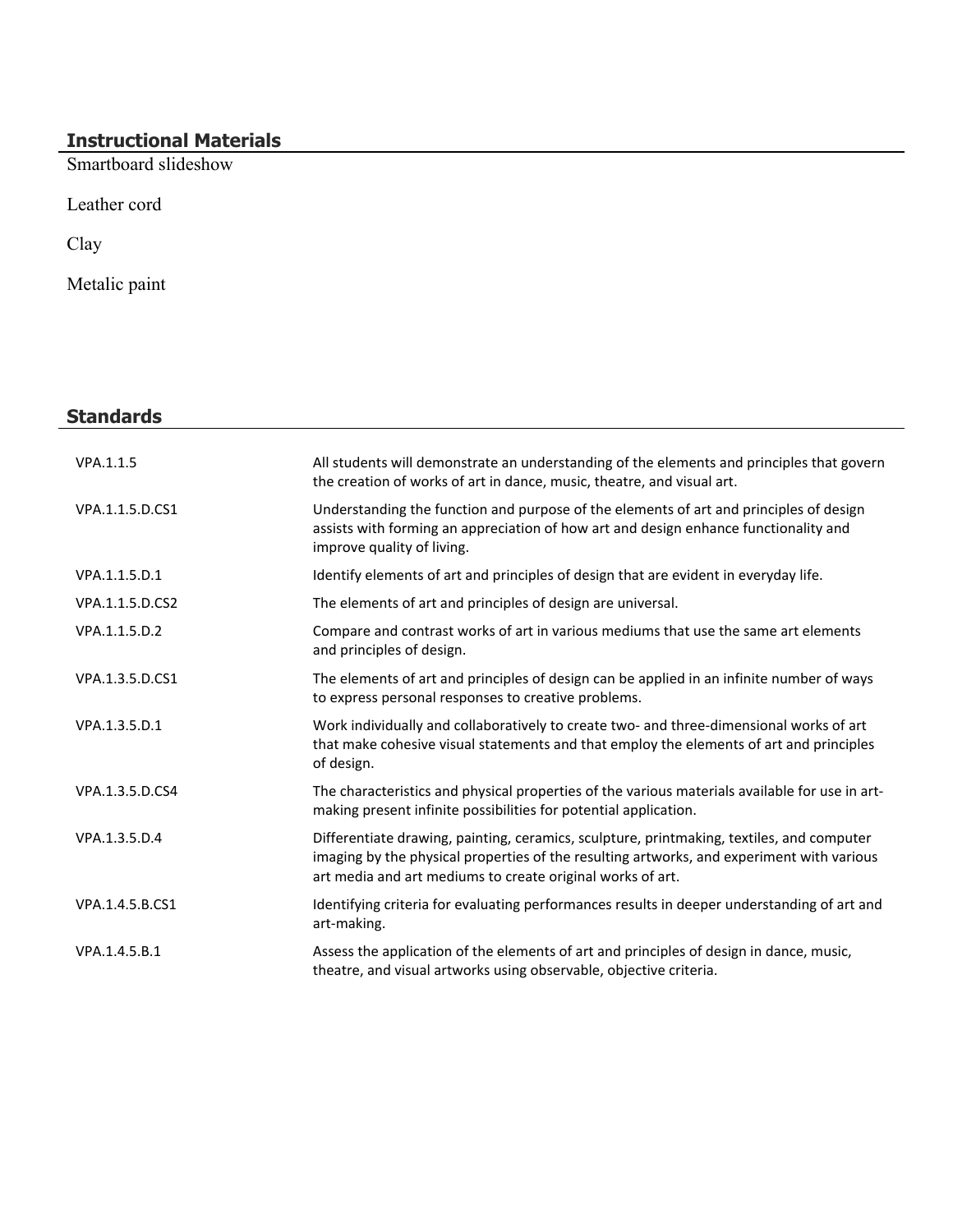## Instructional Materials

Smartboard slideshow

Leather cord

Clay

Metalic paint

## Standards

| | |
|---|---|
| VPA.1.1.5 | All students will demonstrate an understanding of the elements and principles that govern the creation of works of art in dance, music, theatre, and visual art. |
| VPA.1.1.5.D.CS1 | Understanding the function and purpose of the elements of art and principles of design assists with forming an appreciation of how art and design enhance functionality and improve quality of living. |
| VPA.1.1.5.D.1 | Identify elements of art and principles of design that are evident in everyday life. |
| VPA.1.1.5.D.CS2 | The elements of art and principles of design are universal. |
| VPA.1.1.5.D.2 | Compare and contrast works of art in various mediums that use the same art elements and principles of design. |
| VPA.1.3.5.D.CS1 | The elements of art and principles of design can be applied in an infinite number of ways to express personal responses to creative problems. |
| VPA.1.3.5.D.1 | Work individually and collaboratively to create two- and three-dimensional works of art that make cohesive visual statements and that employ the elements of art and principles of design. |
| VPA.1.3.5.D.CS4 | The characteristics and physical properties of the various materials available for use in art-making present infinite possibilities for potential application. |
| VPA.1.3.5.D.4 | Differentiate drawing, painting, ceramics, sculpture, printmaking, textiles, and computer imaging by the physical properties of the resulting artworks, and experiment with various art media and art mediums to create original works of art. |
| VPA.1.4.5.B.CS1 | Identifying criteria for evaluating performances results in deeper understanding of art and art-making. |
| VPA.1.4.5.B.1 | Assess the application of the elements of art and principles of design in dance, music, theatre, and visual artworks using observable, objective criteria. |